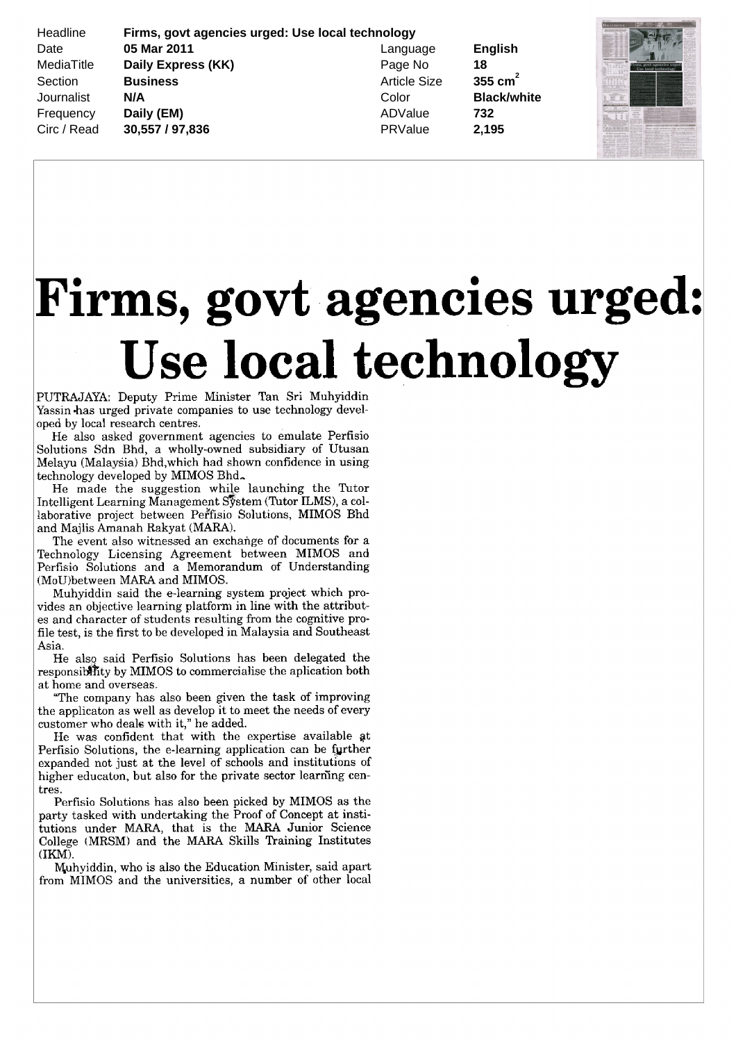| Headline | Firms, govt agencies urged: Use local technology | | |
|---|---|---|---|
| Date | 05 Mar 2011 | Language | English |
| MediaTitle | Daily Express (KK) | Page No | 18 |
| Section | Business | Article Size | 355 $cm^2$ |
| Journalist | N/A | Color | Black/white |
| Frequency | Daily (EM) | ADValue | 732 |
| Circ / Read | 30,557 / 97,836 | PRValue | 2,195 |

# Firms, govt agencies urged: Use local technology

PUTRAJAYA: Deputy Prime Minister Tan Sri Muhyiddin Yassin has urged private companies to use technology developed by local research centres.

He also asked government agencies to emulate Perfisio Solutions Sdn Bhd, a wholly-owned subsidiary of Utusan Melayu (Malaysia) Bhd, which had shown confidence in using technology developed by MIMOS Bhd.

He made the suggestion while launching the Tutor Intelligent Learning Management System (Tutor ILMS), a collaborative project between Perfisio Solutions, MIMOS Bhd and Majlis Amanah Rakyat (MARA).

The event also witnessed an exchange of documents for a Technology Licensing Agreement between MIMOS and Perfisio Solutions and a Memorandum of Understanding (MoU)between MARA and MIMOS.

Muhyiddin said the e-learning system project which provides an objective learning platform in line with the attributes and character of students resulting from the cognitive profile test, is the first to be developed in Malaysia and Southeast Asia.

He also said Perfisio Solutions has been delegated the responsibility by MIMOS to commercialise the aplication both at home and overseas.

"The company has also been given the task of improving the applicaton as well as develop it to meet the needs of every customer who deals with it," he added.

He was confident that with the expertise available at Perfisio Solutions, the e-learning application can be further expanded not just at the level of schools and institutions of higher educaton, but also for the private sector learning centres.

Perfisio Solutions has also been picked by MIMOS as the party tasked with undertaking the Proof of Concept at institutions under MARA, that is the MARA Junior Science College (MRSM) and the MARA Skills Training Institutes (IKM).

Muhyiddin, who is also the Education Minister, said apart from MIMOS and the universities, a number of other local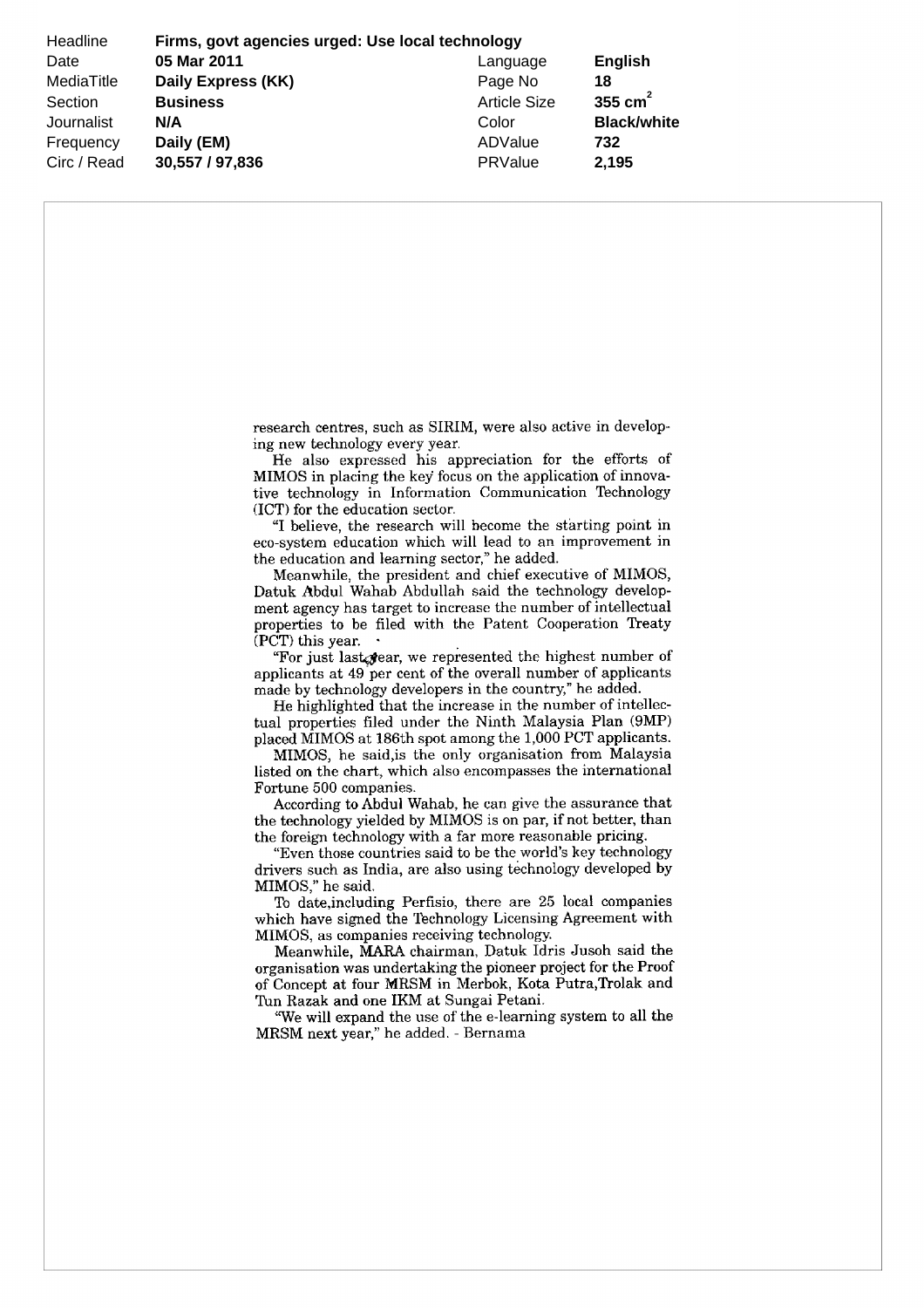| Headline | Firms, govt agencies urged: Use local technology | | |
|---|---|---|---|
| Date | 05 Mar 2011 | Language | English |
| MediaTitle | Daily Express (KK) | Page No | 18 |
| Section | Business | Article Size | 355 $cm^2$ |
| Journalist | N/A | Color | Black/white |
| Frequency | Daily (EM) | ADValue | 732 |
| Circ / Read | 30,557 / 97,836 | PRValue | 2,195 |

research centres, such as SIRIM, were also active in developing new technology every year.

He also expressed his appreciation for the efforts of MIMOS in placing the key focus on the application of innovative technology in Information Communication Technology (ICT) for the education sector.

"I believe, the research will become the starting point in eco-system education which will lead to an improvement in the education and learning sector," he added.

Meanwhile, the president and chief executive of MIMOS, Datuk Abdul Wahab Abdullah said the technology development agency has target to increase the number of intellectual properties to be filed with the Patent Cooperation Treaty (PCT) this year.

"For just last year, we represented the highest number of applicants at 49 per cent of the overall number of applicants made by technology developers in the country," he added.

He highlighted that the increase in the number of intellectual properties filed under the Ninth Malaysia Plan (9MP) placed MIMOS at 186th spot among the 1,000 PCT applicants.

MIMOS, he said,is the only organisation from Malaysia listed on the chart, which also encompasses the international Fortune 500 companies.

According to Abdul Wahab, he can give the assurance that the technology yielded by MIMOS is on par, if not better, than the foreign technology with a far more reasonable pricing.

"Even those countries said to be the world's key technology drivers such as India, are also using technology developed by MIMOS," he said.

To date,including Perfisio, there are 25 local companies which have signed the Technology Licensing Agreement with MIMOS, as companies receiving technology.

Meanwhile, MARA chairman, Datuk Idris Jusoh said the organisation was undertaking the pioneer project for the Proof of Concept at four MRSM in Merbok, Kota Putra,Trolak and Tun Razak and one IKM at Sungai Petani.

"We will expand the use of the e-learning system to all the MRSM next year," he added. - Bernama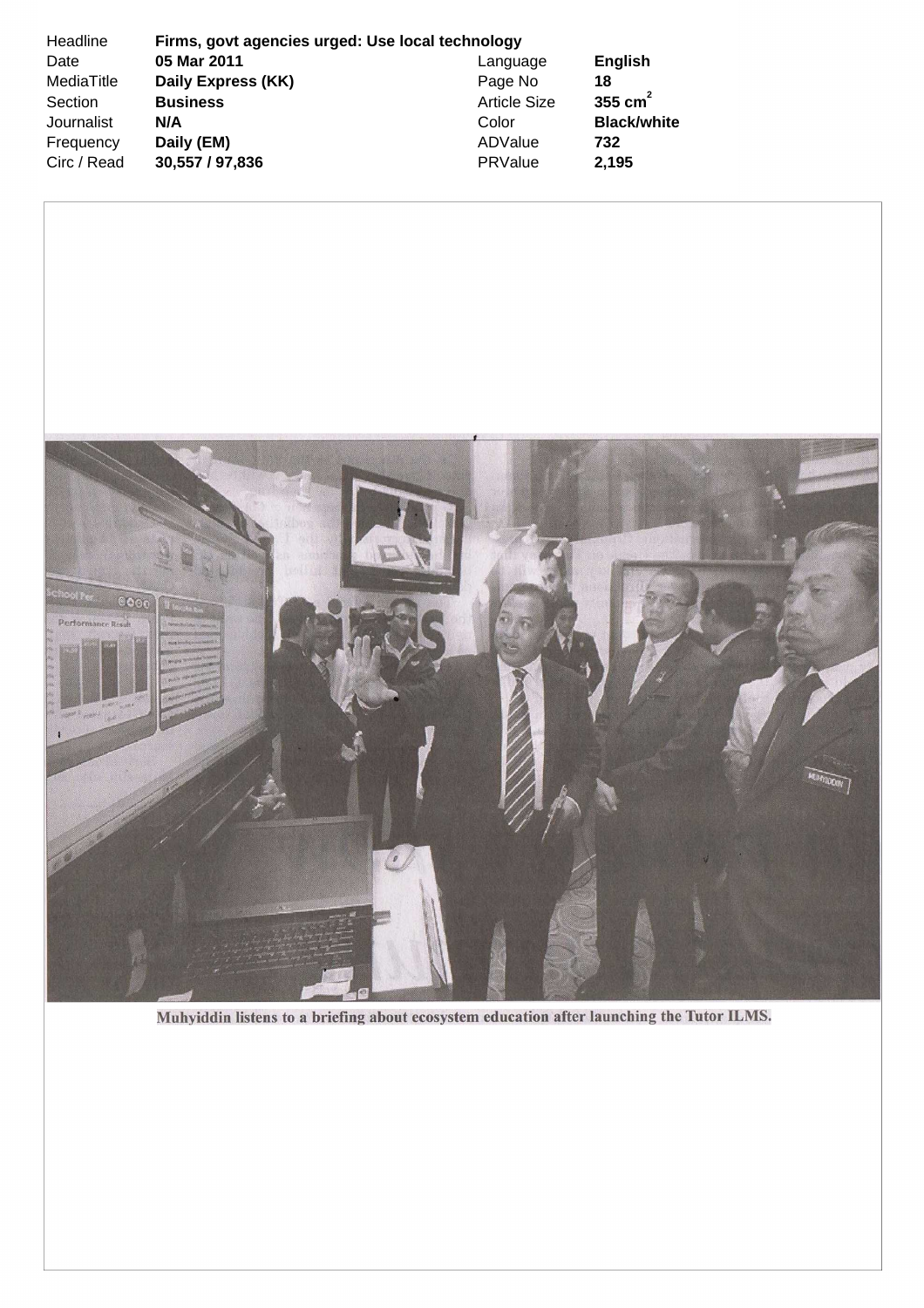| | | | |
|---|---|---|---|
| Headline | **Firms, govt agencies urged: Use local technology** | | |
| Date | **05 Mar 2011** | Language | **English** |
| MediaTitle | **Daily Express (KK)** | Page No | **18** |
| Section | **Business** | Article Size | **355 cm$^2$** |
| Journalist | **N/A** | Color | **Black/white** |
| Frequency | **Daily (EM)** | ADValue | **732** |
| Circ / Read | **30,557 / 97,836** | PRValue | **2,195** |

Muhyiddin listens to a briefing about ecosystem education after launching the Tutor ILMS.